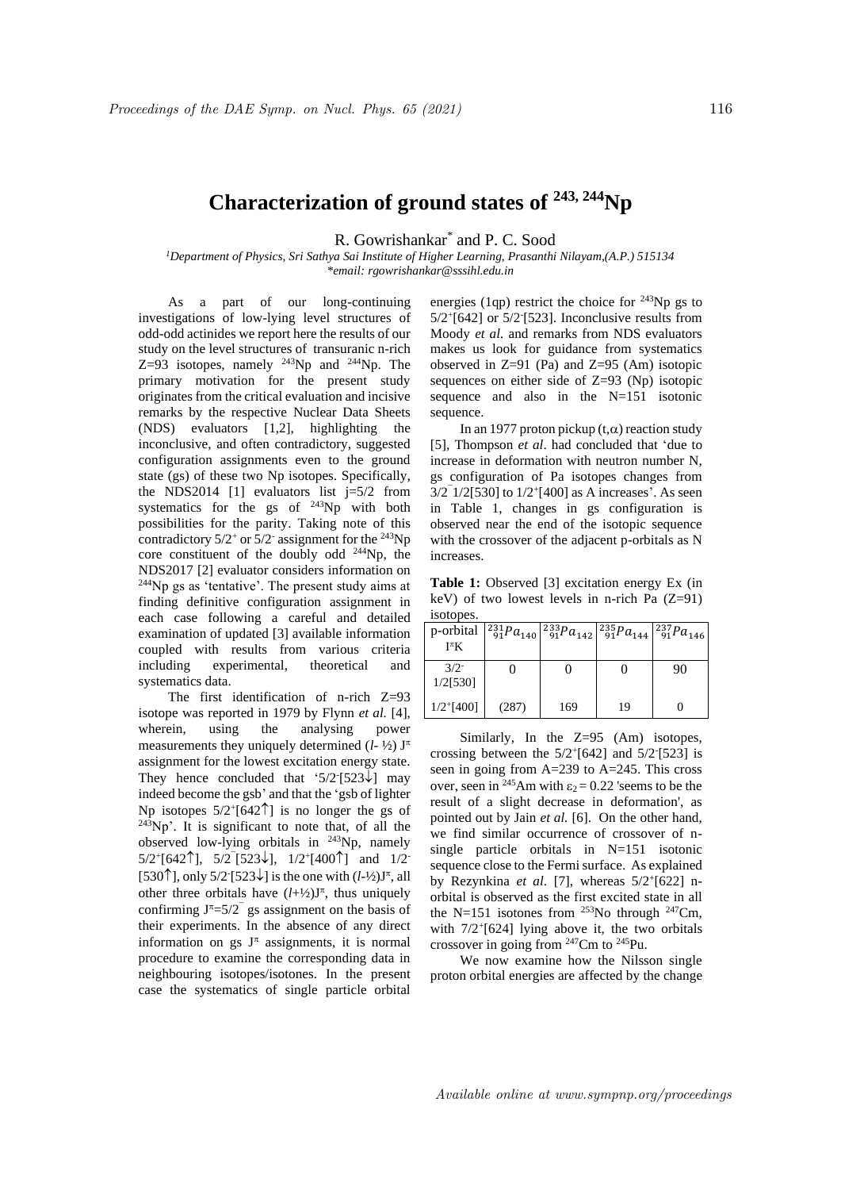# Characterization of ground states of $^{243, 244}$Np

R. Gowrishankar* and P. C. Sood

[1]*Department of Physics, Sri Sathya Sai Institute of Higher Learning, Prasanthi Nilayam,(A.P.) 515134*
*\*email: rgowrishankar@sssihl.edu.in*

As a part of our long-continuing investigations of low-lying level structures of odd-odd actinides we report here the results of our study on the level structures of transuranic n-rich Z=93 isotopes, namely $^{243}$Np and $^{244}$Np. The primary motivation for the present study originates from the critical evaluation and incisive remarks by the respective Nuclear Data Sheets (NDS) evaluators [1,2], highlighting the inconclusive, and often contradictory, suggested configuration assignments even to the ground state (gs) of these two Np isotopes. Specifically, the NDS2014 [1] evaluators list j=5/2 from systematics for the gs of $^{243}$Np with both possibilities for the parity. Taking note of this contradictory $5/2^+$ or $5/2^-$ assignment for the $^{243}$Np core constituent of the doubly odd $^{244}$Np, the NDS2017 [2] evaluator considers information on $^{244}$Np gs as 'tentative'. The present study aims at finding definitive configuration assignment in each case following a careful and detailed examination of updated [3] available information coupled with results from various criteria including experimental, theoretical and systematics data.

The first identification of n-rich Z=93 isotope was reported in 1979 by Flynn *et al.* [4], wherein, using the analysing power measurements they uniquely determined ($l$- ½) $J^\pi$ assignment for the lowest excitation energy state. They hence concluded that '$5/2^-[523\downarrow]$ may indeed become the gsb' and that the 'gsb of lighter Np isotopes $5/2^+[642\uparrow]$ is no longer the gs of $^{243}$Np'. It is significant to note that, of all the observed low-lying orbitals in $^{243}$Np, namely $5/2^+[642\uparrow]$, $5/2^-[523\downarrow]$, $1/2^+[400\uparrow]$ and $1/2^-[530\uparrow]$, only $5/2^-[523\downarrow]$ is the one with $(l$-½$)J^\pi$, all other three orbitals have $(l$+½$)J^\pi$, thus uniquely confirming $J^\pi=5/2^-$ gs assignment on the basis of their experiments. In the absence of any direct information on gs $J^\pi$ assignments, it is normal procedure to examine the corresponding data in neighbouring isotopes/isotones. In the present case the systematics of single particle orbital energies (1qp) restrict the choice for $^{243}$Np gs to $5/2^+[642]$ or $5/2^-[523]$. Inconclusive results from Moody *et al.* and remarks from NDS evaluators makes us look for guidance from systematics observed in Z=91 (Pa) and Z=95 (Am) isotopic sequences on either side of Z=93 (Np) isotopic sequence and also in the N=151 isotonic sequence.

In an 1977 proton pickup (t,$\alpha$) reaction study [5], Thompson *et al*. had concluded that 'due to increase in deformation with neutron number N, gs configuration of Pa isotopes changes from $3/2^-1/2[530]$ to $1/2^+[400]$ as A increases'. As seen in Table 1, changes in gs configuration is observed near the end of the isotopic sequence with the crossover of the adjacent p-orbitals as N increases.

**Table 1:** Observed [3] excitation energy Ex (in keV) of two lowest levels in n-rich Pa (Z=91) isotopes.

| p-orbital $I^\pi K$ | $^{231}_{91}Pa_{140}$ | $^{233}_{91}Pa_{142}$ | $^{235}_{91}Pa_{144}$ | $^{237}_{91}Pa_{146}$ |
|---|---|---|---|---|
| $3/2^-$ 1/2[530] | 0 | 0 | 0 | 90 |
| $1/2^+[400]$ | (287) | 169 | 19 | 0 |

Similarly, In the Z=95 (Am) isotopes, crossing between the $5/2^+[642]$ and $5/2^-[523]$ is seen in going from A=239 to A=245. This cross over, seen in $^{245}$Am with $\varepsilon_2 = 0.22$ 'seems to be the result of a slight decrease in deformation', as pointed out by Jain *et al.* [6]. On the other hand, we find similar occurrence of crossover of n-single particle orbitals in N=151 isotonic sequence close to the Fermi surface. As explained by Rezynkina *et al*. [7], whereas $5/2^+[622]$ n-orbital is observed as the first excited state in all the N=151 isotones from $^{253}$No through $^{247}$Cm, with $7/2^+[624]$ lying above it, the two orbitals crossover in going from $^{247}$Cm to $^{245}$Pu.

We now examine how the Nilsson single proton orbital energies are affected by the change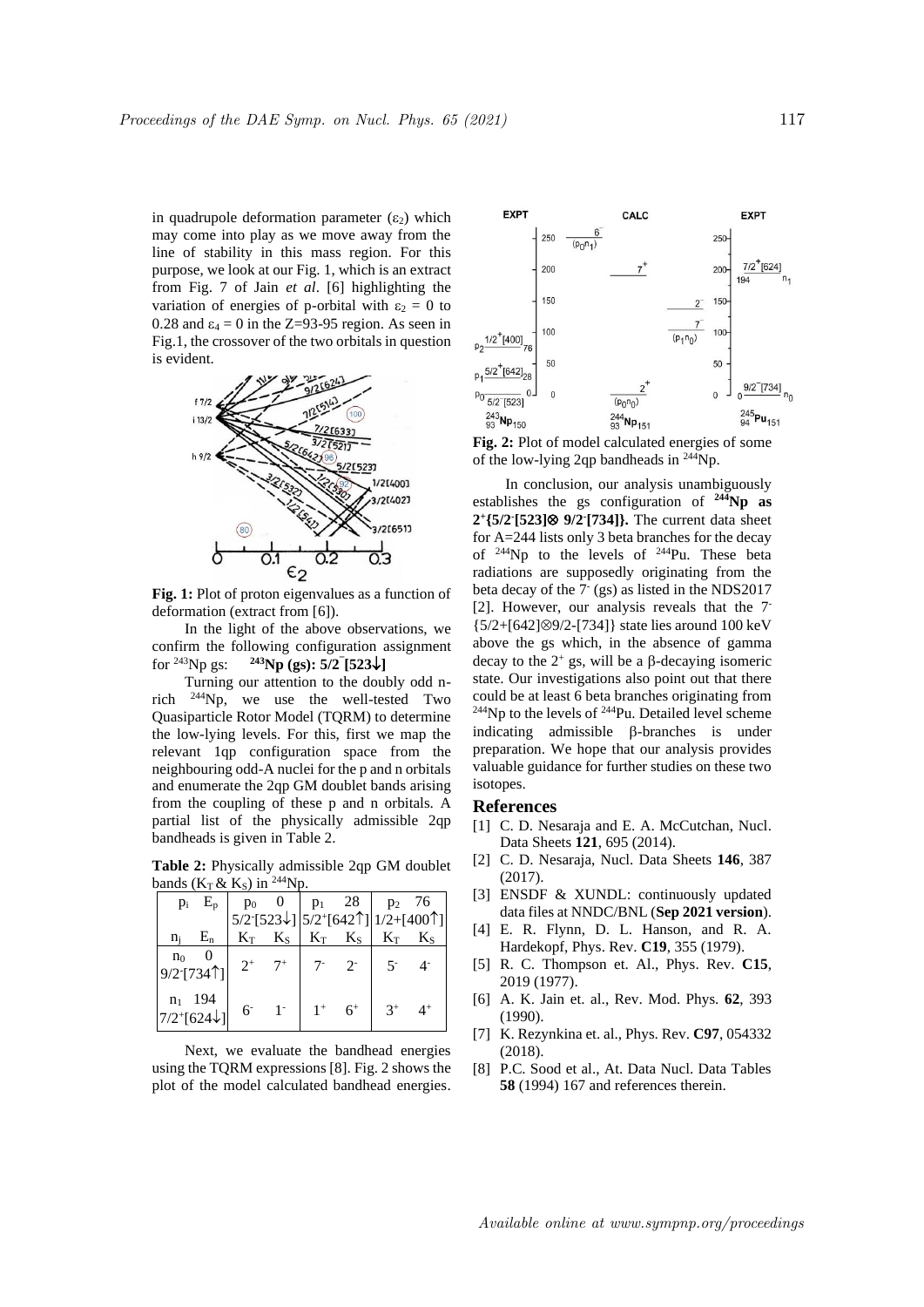in quadrupole deformation parameter ($\varepsilon_2$) which may come into play as we move away from the line of stability in this mass region. For this purpose, we look at our Fig. 1, which is an extract from Fig. 7 of Jain *et al*. [6] highlighting the variation of energies of p-orbital with $\varepsilon_2$ = 0 to 0.28 and $\varepsilon_4$ = 0 in the Z=93-95 region. As seen in Fig.1, the crossover of the two orbitals in question is evident.

f 7/2
i 13/2
h 9/2
9/2[624]
7/2[514]
100
7/2[633]
3/2[521]
5/2[642]
96
5/2[523]
92
1/2[400]
3/2[402]
3/2[532]
1/2[530]
1/2[541]
80
3/2[651]
0 0.1 0.2 0.3
$\epsilon_2$

**Fig. 1:** Plot of proton eigenvalues as a function of deformation (extract from [6]).

In the light of the above observations, we confirm the following configuration assignment for $^{243}$Np gs: **$^{243}$Np (gs): 5/2$^-$[523↓]**

Turning our attention to the doubly odd n-rich $^{244}$Np, we use the well-tested Two Quasiparticle Rotor Model (TQRM) to determine the low-lying levels. For this, first we map the relevant 1qp configuration space from the neighbouring odd-A nuclei for the p and n orbitals and enumerate the 2qp GM doublet bands arising from the coupling of these p and n orbitals. A partial list of the physically admissible 2qp bandheads is given in Table 2.

**Table 2:** Physically admissible 2qp GM doublet bands ($K_T$ & $K_S$) in $^{244}$Np.

| $p_i$ $E_p$ / $n_j$ $E_n$ | $p_0$ 0 5/2$^-$[523↓] | | $p_1$ 28 5/2$^+$[642↑] | | $p_2$ 76 1/2+[400↑] | |
|---|---|---|---|---|---|---|
| | $K_T$ | $K_S$ | $K_T$ | $K_S$ | $K_T$ | $K_S$ |
| $n_0$ 0 9/2$^-$[734↑] | $2^+$ | $7^+$ | $7^-$ | $2^-$ | $5^-$ | $4^-$ |
| $n_1$ 194 7/2$^+$[624↓] | $6^-$ | $1^-$ | $1^+$ | $6^+$ | $3^+$ | $4^+$ |

Next, we evaluate the bandhead energies using the TQRM expressions [8]. Fig. 2 shows the plot of the model calculated bandhead energies.

EXPT CALC EXPT
250 200 150 100 50 0
$6^-$ ($p_0n_1$)
$7^+$
$2^-$
$7^-$ ($p_1n_0$)
$2^+$ ($p_0n_0$)
$p_2$ 1/2$^+$[400] 76
$p_1$ 5/2$^+$[642] 28
$p_0$ 5/2$^-$[523] 0
$^{243}_{93}$Np$_{150}$
$^{244}_{93}$Np$_{151}$
7/2$^+$[624] 194 $n_1$
9/2$^-$[734] $n_0$
$^{245}_{94}$Pu$_{151}$

**Fig. 2:** Plot of model calculated energies of some of the low-lying 2qp bandheads in $^{244}$Np.

In conclusion, our analysis unambiguously establishes the gs configuration of **$^{244}$Np as $2^+${5/2$^-$[523]⊗ 9/2$^-$[734]}.** The current data sheet for A=244 lists only 3 beta branches for the decay of $^{244}$Np to the levels of $^{244}$Pu. These beta radiations are supposedly originating from the beta decay of the $7^-$ (gs) as listed in the NDS2017 [2]. However, our analysis reveals that the $7^-$ {5/2+[642]⊗9/2-[734]} state lies around 100 keV above the gs which, in the absence of gamma decay to the $2^+$ gs, will be a β-decaying isomeric state. Our investigations also point out that there could be at least 6 beta branches originating from $^{244}$Np to the levels of $^{244}$Pu. Detailed level scheme indicating admissible β-branches is under preparation. We hope that our analysis provides valuable guidance for further studies on these two isotopes.

## References

[1] C. D. Nesaraja and E. A. McCutchan, Nucl. Data Sheets **121**, 695 (2014).

[2] C. D. Nesaraja, Nucl. Data Sheets **146**, 387 (2017).

[3] ENSDF & XUNDL: continuously updated data files at NNDC/BNL (**Sep 2021 version**).

[4] E. R. Flynn, D. L. Hanson, and R. A. Hardekopf, Phys. Rev. **C19**, 355 (1979).

[5] R. C. Thompson et. Al., Phys. Rev. **C15**, 2019 (1977).

[6] A. K. Jain et. al., Rev. Mod. Phys. **62**, 393 (1990).

[7] K. Rezynkina et. al., Phys. Rev. **C97**, 054332 (2018).

[8] P.C. Sood et al., At. Data Nucl. Data Tables **58** (1994) 167 and references therein.